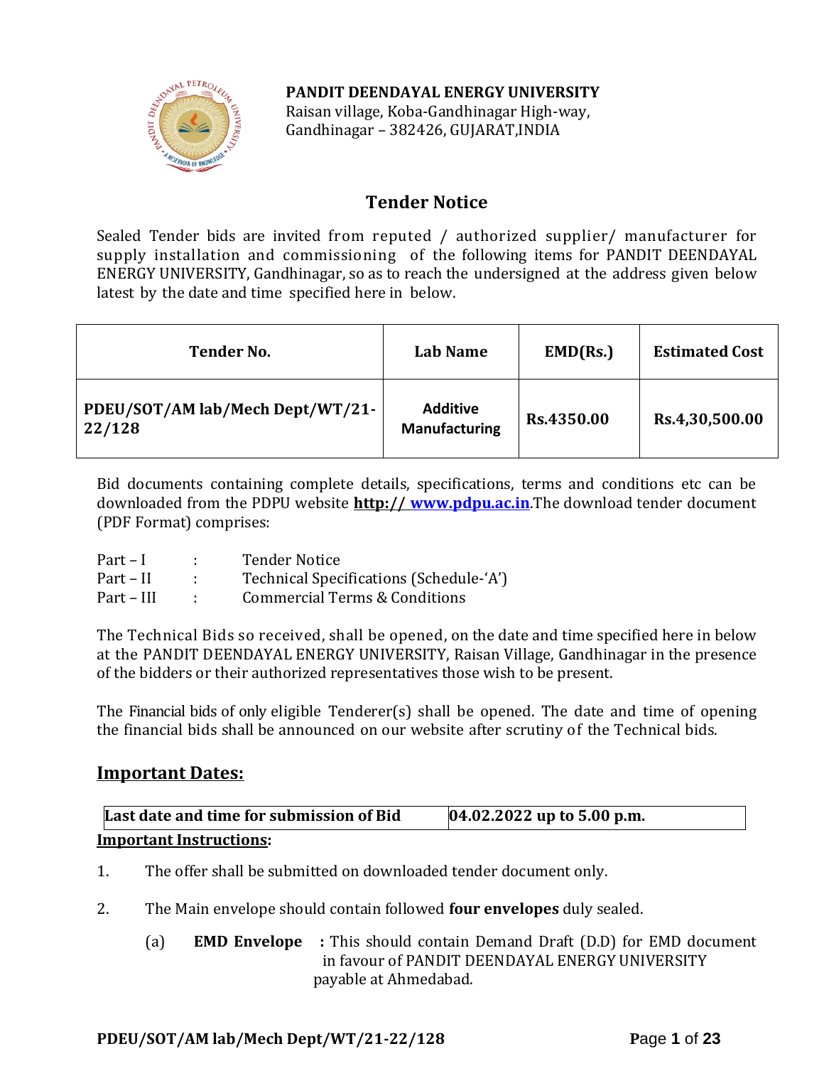**PANDIT DEENDAYAL ENERGY UNIVERSITY**
Raisan village, Koba-Gandhinagar High-way,
Gandhinagar – 382426, GUJARAT,INDIA

## Tender Notice

Sealed Tender bids are invited from reputed / authorized supplier/ manufacturer for supply installation and commissioning of the following items for PANDIT DEENDAYAL ENERGY UNIVERSITY, Gandhinagar, so as to reach the undersigned at the address given below latest by the date and time specified here in below.

| Tender No. | Lab Name | EMD(Rs.) | Estimated Cost |
|---|---|---|---|
| **PDEU/SOT/AM lab/Mech Dept/WT/21-22/128** | **Additive Manufacturing** | **Rs.4350.00** | **Rs.4,30,500.00** |

Bid documents containing complete details, specifications, terms and conditions etc can be downloaded from the PDPU website **http:// www.pdpu.ac.in**.The download tender document (PDF Format) comprises:

Part – I : Tender Notice
Part – II : Technical Specifications (Schedule-'A')
Part – III : Commercial Terms & Conditions

The Technical Bids so received, shall be opened, on the date and time specified here in below at the PANDIT DEENDAYAL ENERGY UNIVERSITY, Raisan Village, Gandhinagar in the presence of the bidders or their authorized representatives those wish to be present.

The Financial bids of only eligible Tenderer(s) shall be opened. The date and time of opening the financial bids shall be announced on our website after scrutiny of the Technical bids.

## Important Dates:

| Last date and time for submission of Bid | 04.02.2022 up to 5.00 p.m. |
|---|---|

**Important Instructions:**

1. The offer shall be submitted on downloaded tender document only.
2. The Main envelope should contain followed **four envelopes** duly sealed.
   (a) **EMD Envelope** : This should contain Demand Draft (D.D) for EMD document in favour of PANDIT DEENDAYAL ENERGY UNIVERSITY payable at Ahmedabad.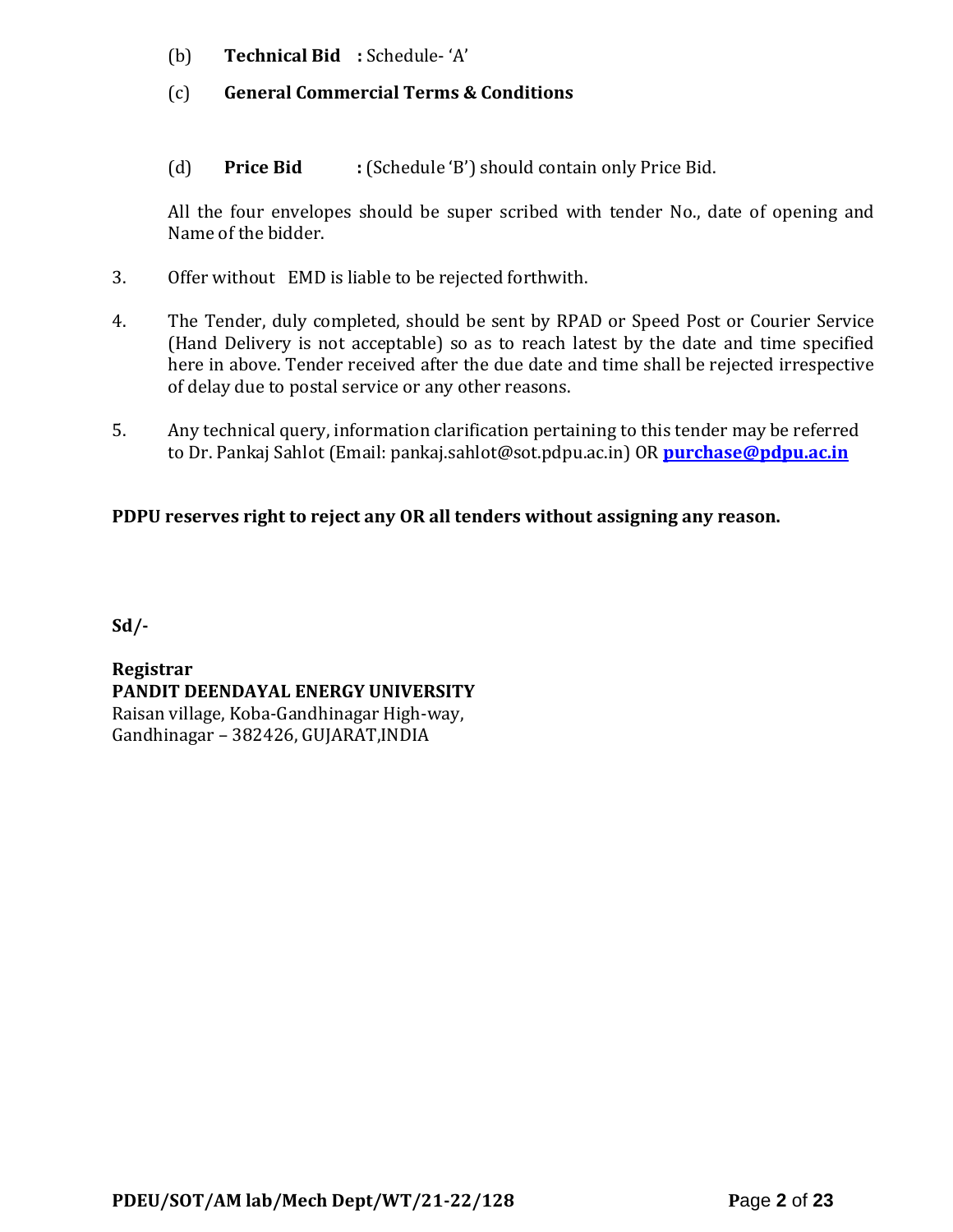(b) **Technical Bid :** Schedule- 'A'

(c) **General Commercial Terms & Conditions**

(d) **Price Bid :** (Schedule 'B') should contain only Price Bid.

All the four envelopes should be super scribed with tender No., date of opening and Name of the bidder.

3. Offer without EMD is liable to be rejected forthwith.

4. The Tender, duly completed, should be sent by RPAD or Speed Post or Courier Service (Hand Delivery is not acceptable) so as to reach latest by the date and time specified here in above. Tender received after the due date and time shall be rejected irrespective of delay due to postal service or any other reasons.

5. Any technical query, information clarification pertaining to this tender may be referred to Dr. Pankaj Sahlot (Email: pankaj.sahlot@sot.pdpu.ac.in) OR **purchase@pdpu.ac.in**

**PDPU reserves right to reject any OR all tenders without assigning any reason.**

**Sd/-**

**Registrar**
**PANDIT DEENDAYAL ENERGY UNIVERSITY**
Raisan village, Koba-Gandhinagar High-way,
Gandhinagar – 382426, GUJARAT,INDIA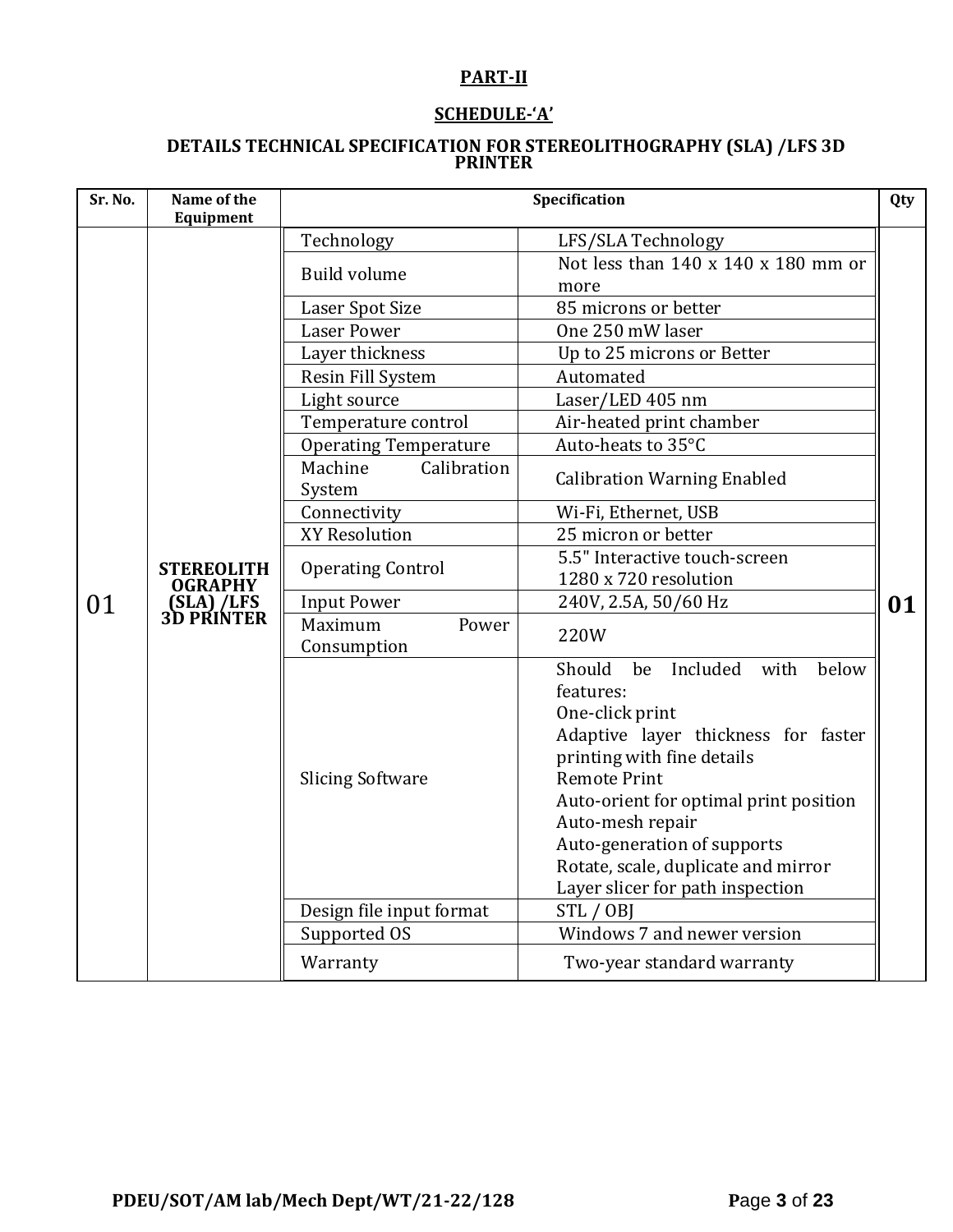**PART-II**

**SCHEDULE-'A'**

**DETAILS TECHNICAL SPECIFICATION FOR STEREOLITHOGRAPHY (SLA) /LFS 3D PRINTER**

| Sr. No. | Name of the Equipment | Specification | | Qty |
|---|---|---|---|---|
| 01 | **STEREOLITHOGRAPHY (SLA) /LFS 3D PRINTER** | Technology | LFS/SLA Technology | **01** |
| | | Build volume | Not less than 140 x 140 x 180 mm or more | |
| | | Laser Spot Size | 85 microns or better | |
| | | Laser Power | One 250 mW laser | |
| | | Layer thickness | Up to 25 microns or Better | |
| | | Resin Fill System | Automated | |
| | | Light source | Laser/LED 405 nm | |
| | | Temperature control | Air-heated print chamber | |
| | | Operating Temperature | Auto-heats to 35°C | |
| | | Machine Calibration System | Calibration Warning Enabled | |
| | | Connectivity | Wi-Fi, Ethernet, USB | |
| | | XY Resolution | 25 micron or better | |
| | | Operating Control | 5.5" Interactive touch-screen<br>1280 x 720 resolution | |
| | | Input Power | 240V, 2.5A, 50/60 Hz | |
| | | Maximum Power Consumption | 220W | |
| | | Slicing Software | Should be Included with below features:<br>One-click print<br>Adaptive layer thickness for faster printing with fine details<br>Remote Print<br>Auto-orient for optimal print position<br>Auto-mesh repair<br>Auto-generation of supports<br>Rotate, scale, duplicate and mirror<br>Layer slicer for path inspection | |
| | | Design file input format | STL / OBJ | |
| | | Supported OS | Windows 7 and newer version | |
| | | Warranty | Two-year standard warranty | |

**PDEU/SOT/AM lab/Mech Dept/WT/21-22/128**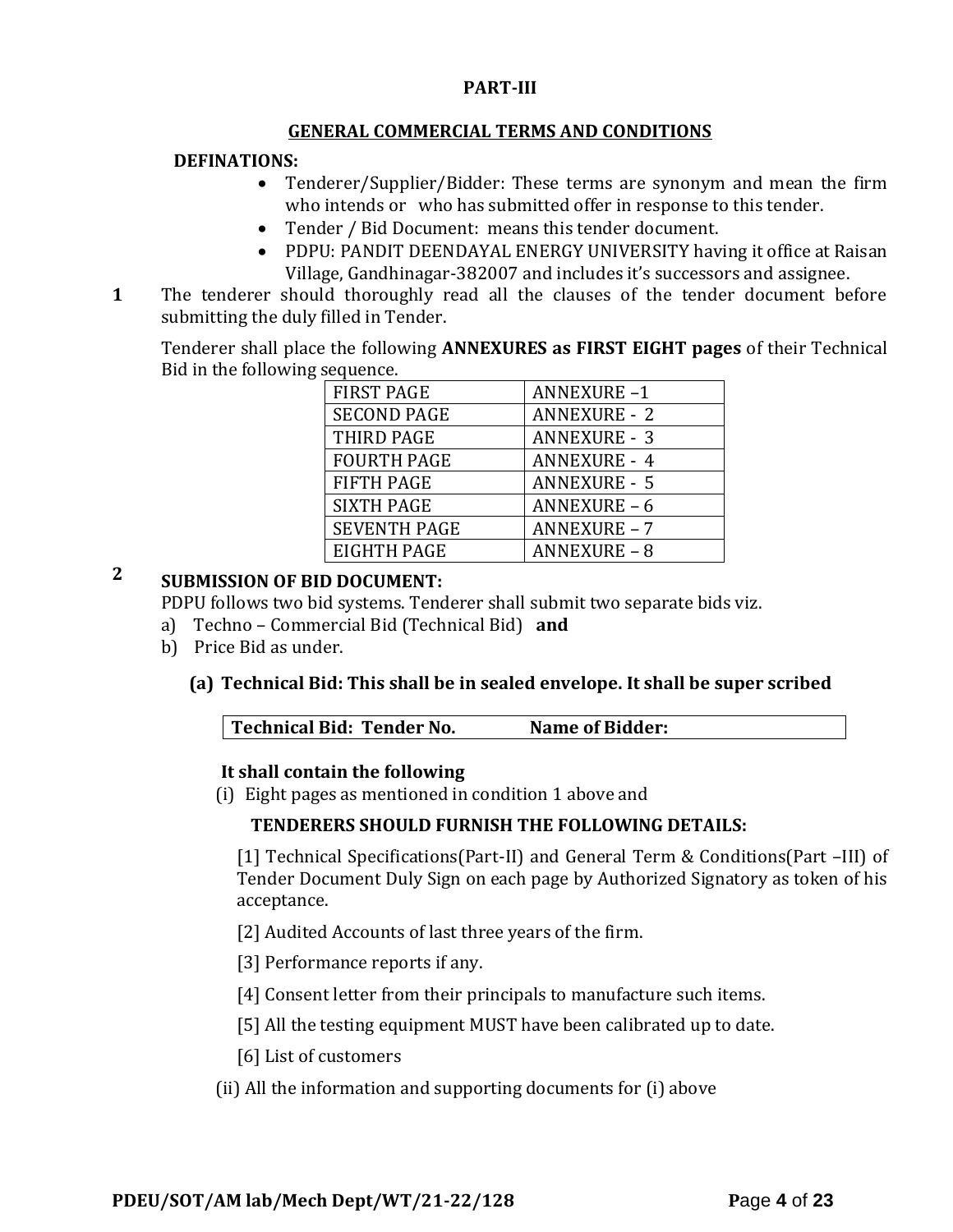**PART-III**

**GENERAL COMMERCIAL TERMS AND CONDITIONS**

**DEFINATIONS:**

- Tenderer/Supplier/Bidder: These terms are synonym and mean the firm who intends or who has submitted offer in response to this tender.
- Tender / Bid Document: means this tender document.
- PDPU: PANDIT DEENDAYAL ENERGY UNIVERSITY having it office at Raisan Village, Gandhinagar-382007 and includes it's successors and assignee.

**1** The tenderer should thoroughly read all the clauses of the tender document before submitting the duly filled in Tender.

Tenderer shall place the following **ANNEXURES as FIRST EIGHT pages** of their Technical Bid in the following sequence.

| FIRST PAGE | ANNEXURE –1 |
|---|---|
| SECOND PAGE | ANNEXURE - 2 |
| THIRD PAGE | ANNEXURE - 3 |
| FOURTH PAGE | ANNEXURE - 4 |
| FIFTH PAGE | ANNEXURE - 5 |
| SIXTH PAGE | ANNEXURE – 6 |
| SEVENTH PAGE | ANNEXURE – 7 |
| EIGHTH PAGE | ANNEXURE – 8 |

**2** **SUBMISSION OF BID DOCUMENT:**

PDPU follows two bid systems. Tenderer shall submit two separate bids viz.

a) Techno – Commercial Bid (Technical Bid) **and**

b) Price Bid as under.

**(a) Technical Bid: This shall be in sealed envelope. It shall be super scribed**

| Technical Bid: Tender No. | Name of Bidder: |
|---|---|

**It shall contain the following**

(i) Eight pages as mentioned in condition 1 above and

**TENDERERS SHOULD FURNISH THE FOLLOWING DETAILS:**

[1] Technical Specifications(Part-II) and General Term & Conditions(Part –III) of Tender Document Duly Sign on each page by Authorized Signatory as token of his acceptance.

[2] Audited Accounts of last three years of the firm.

[3] Performance reports if any.

[4] Consent letter from their principals to manufacture such items.

[5] All the testing equipment MUST have been calibrated up to date.

[6] List of customers

(ii) All the information and supporting documents for (i) above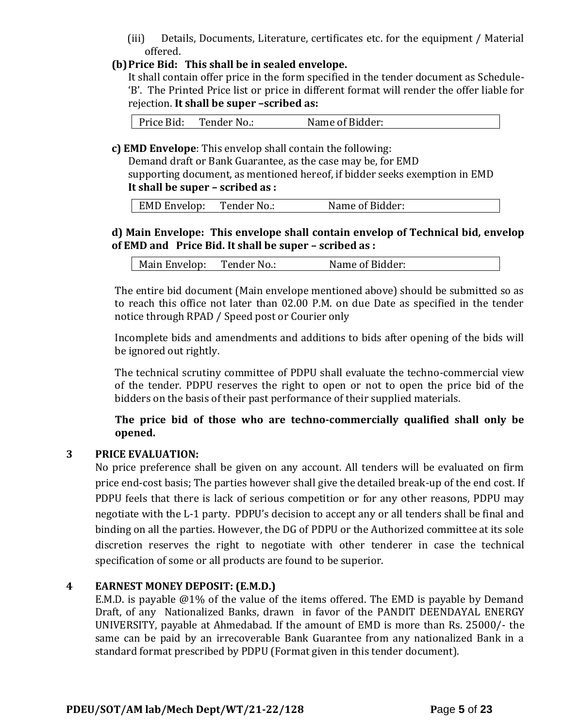(iii) Details, Documents, Literature, certificates etc. for the equipment / Material offered.

**(b) Price Bid: This shall be in sealed envelope.**

It shall contain offer price in the form specified in the tender document as Schedule-'B'. The Printed Price list or price in different format will render the offer liable for rejection. **It shall be super –scribed as:**

| Price Bid: Tender No.: Name of Bidder: |
|---|

**c) EMD Envelope**: This envelop shall contain the following:

Demand draft or Bank Guarantee, as the case may be, for EMD

supporting document, as mentioned hereof, if bidder seeks exemption in EMD

**It shall be super – scribed as :**

| EMD Envelop: Tender No.: Name of Bidder: |
|---|

**d) Main Envelope: This envelope shall contain envelop of Technical bid, envelop of EMD and Price Bid. It shall be super – scribed as :**

| Main Envelop: Tender No.: Name of Bidder: |
|---|

The entire bid document (Main envelope mentioned above) should be submitted so as to reach this office not later than 02.00 P.M. on due Date as specified in the tender notice through RPAD / Speed post or Courier only

Incomplete bids and amendments and additions to bids after opening of the bids will be ignored out rightly.

The technical scrutiny committee of PDPU shall evaluate the techno-commercial view of the tender. PDPU reserves the right to open or not to open the price bid of the bidders on the basis of their past performance of their supplied materials.

**The price bid of those who are techno-commercially qualified shall only be opened.**

## 3 PRICE EVALUATION:

No price preference shall be given on any account. All tenders will be evaluated on firm price end-cost basis; The parties however shall give the detailed break-up of the end cost. If PDPU feels that there is lack of serious competition or for any other reasons, PDPU may negotiate with the L-1 party. PDPU's decision to accept any or all tenders shall be final and binding on all the parties. However, the DG of PDPU or the Authorized committee at its sole discretion reserves the right to negotiate with other tenderer in case the technical specification of some or all products are found to be superior.

## 4 EARNEST MONEY DEPOSIT: (E.M.D.)

E.M.D. is payable @1% of the value of the items offered. The EMD is payable by Demand Draft, of any Nationalized Banks, drawn in favor of the PANDIT DEENDAYAL ENERGY UNIVERSITY, payable at Ahmedabad. If the amount of EMD is more than Rs. 25000/- the same can be paid by an irrecoverable Bank Guarantee from any nationalized Bank in a standard format prescribed by PDPU (Format given in this tender document).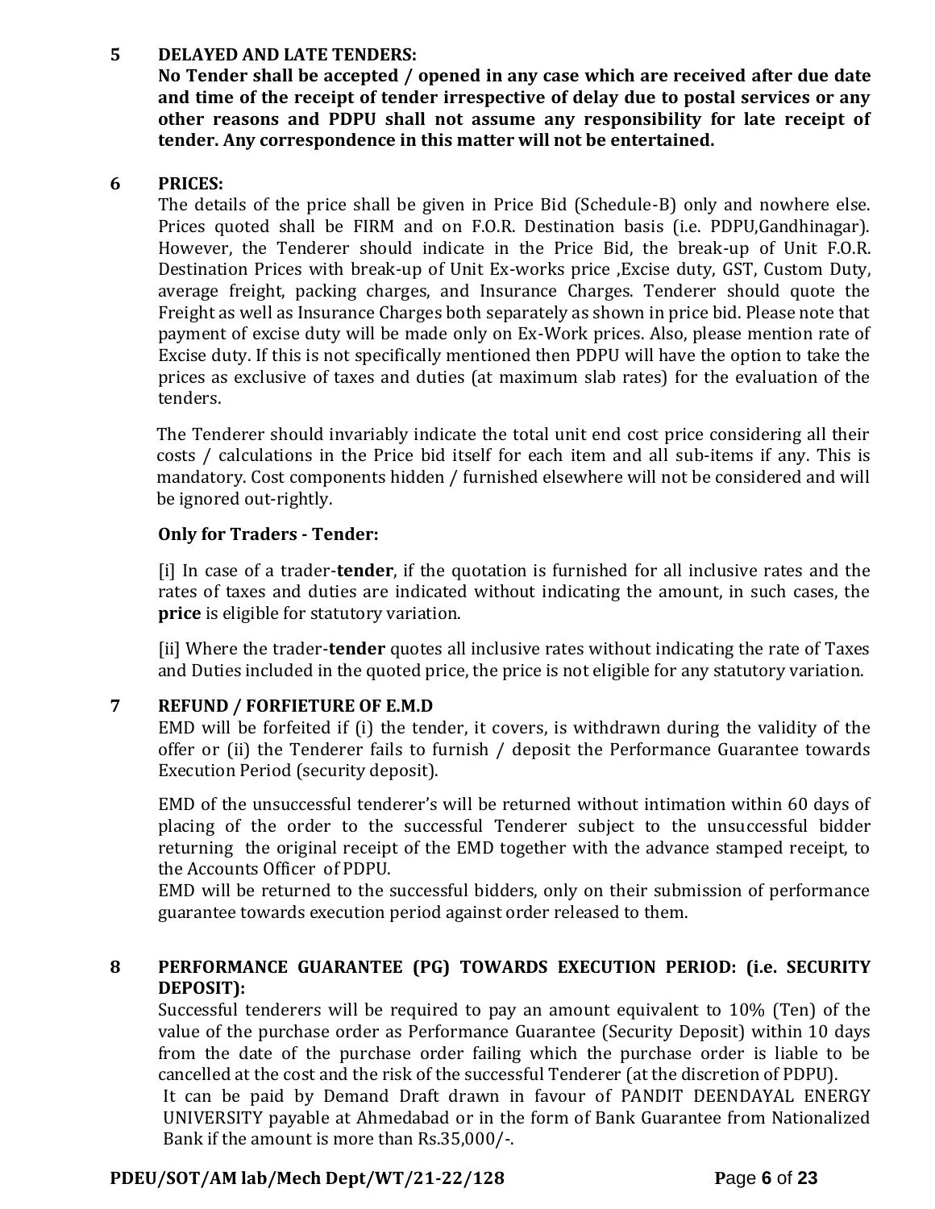## 5 DELAYED AND LATE TENDERS:

**No Tender shall be accepted / opened in any case which are received after due date and time of the receipt of tender irrespective of delay due to postal services or any other reasons and PDPU shall not assume any responsibility for late receipt of tender. Any correspondence in this matter will not be entertained.**

## 6 PRICES:

The details of the price shall be given in Price Bid (Schedule-B) only and nowhere else. Prices quoted shall be FIRM and on F.O.R. Destination basis (i.e. PDPU,Gandhinagar). However, the Tenderer should indicate in the Price Bid, the break-up of Unit F.O.R. Destination Prices with break-up of Unit Ex-works price ,Excise duty, GST, Custom Duty, average freight, packing charges, and Insurance Charges. Tenderer should quote the Freight as well as Insurance Charges both separately as shown in price bid. Please note that payment of excise duty will be made only on Ex-Work prices. Also, please mention rate of Excise duty. If this is not specifically mentioned then PDPU will have the option to take the prices as exclusive of taxes and duties (at maximum slab rates) for the evaluation of the tenders.

The Tenderer should invariably indicate the total unit end cost price considering all their costs / calculations in the Price bid itself for each item and all sub-items if any. This is mandatory. Cost components hidden / furnished elsewhere will not be considered and will be ignored out-rightly.

**Only for Traders - Tender:**

[i] In case of a trader-**tender**, if the quotation is furnished for all inclusive rates and the rates of taxes and duties are indicated without indicating the amount, in such cases, the **price** is eligible for statutory variation.

[ii] Where the trader-**tender** quotes all inclusive rates without indicating the rate of Taxes and Duties included in the quoted price, the price is not eligible for any statutory variation.

## 7 REFUND / FORFIETURE OF E.M.D

EMD will be forfeited if (i) the tender, it covers, is withdrawn during the validity of the offer or (ii) the Tenderer fails to furnish / deposit the Performance Guarantee towards Execution Period (security deposit).

EMD of the unsuccessful tenderer's will be returned without intimation within 60 days of placing of the order to the successful Tenderer subject to the unsuccessful bidder returning the original receipt of the EMD together with the advance stamped receipt, to the Accounts Officer of PDPU.

EMD will be returned to the successful bidders, only on their submission of performance guarantee towards execution period against order released to them.

## 8 PERFORMANCE GUARANTEE (PG) TOWARDS EXECUTION PERIOD: (i.e. SECURITY DEPOSIT):

Successful tenderers will be required to pay an amount equivalent to 10% (Ten) of the value of the purchase order as Performance Guarantee (Security Deposit) within 10 days from the date of the purchase order failing which the purchase order is liable to be cancelled at the cost and the risk of the successful Tenderer (at the discretion of PDPU).

It can be paid by Demand Draft drawn in favour of PANDIT DEENDAYAL ENERGY UNIVERSITY payable at Ahmedabad or in the form of Bank Guarantee from Nationalized Bank if the amount is more than Rs.35,000/-.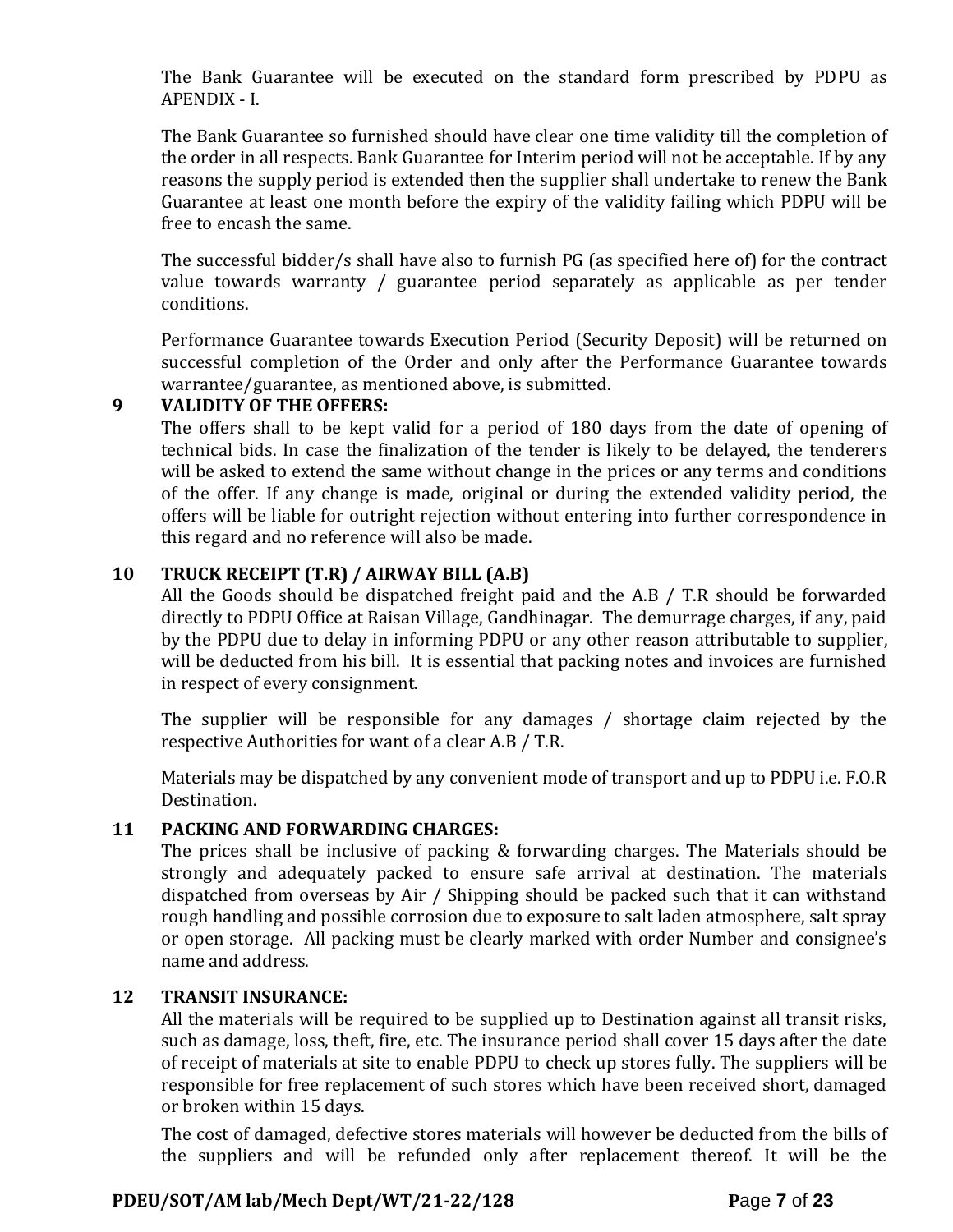The Bank Guarantee will be executed on the standard form prescribed by PDPU as APENDIX - I.

The Bank Guarantee so furnished should have clear one time validity till the completion of the order in all respects. Bank Guarantee for Interim period will not be acceptable. If by any reasons the supply period is extended then the supplier shall undertake to renew the Bank Guarantee at least one month before the expiry of the validity failing which PDPU will be free to encash the same.

The successful bidder/s shall have also to furnish PG (as specified here of) for the contract value towards warranty / guarantee period separately as applicable as per tender conditions.

Performance Guarantee towards Execution Period (Security Deposit) will be returned on successful completion of the Order and only after the Performance Guarantee towards warrantee/guarantee, as mentioned above, is submitted.

**9 VALIDITY OF THE OFFERS:**

The offers shall to be kept valid for a period of 180 days from the date of opening of technical bids. In case the finalization of the tender is likely to be delayed, the tenderers will be asked to extend the same without change in the prices or any terms and conditions of the offer. If any change is made, original or during the extended validity period, the offers will be liable for outright rejection without entering into further correspondence in this regard and no reference will also be made.

**10 TRUCK RECEIPT (T.R) / AIRWAY BILL (A.B)**

All the Goods should be dispatched freight paid and the A.B / T.R should be forwarded directly to PDPU Office at Raisan Village, Gandhinagar. The demurrage charges, if any, paid by the PDPU due to delay in informing PDPU or any other reason attributable to supplier, will be deducted from his bill. It is essential that packing notes and invoices are furnished in respect of every consignment.

The supplier will be responsible for any damages / shortage claim rejected by the respective Authorities for want of a clear A.B / T.R.

Materials may be dispatched by any convenient mode of transport and up to PDPU i.e. F.O.R Destination.

**11 PACKING AND FORWARDING CHARGES:**

The prices shall be inclusive of packing & forwarding charges. The Materials should be strongly and adequately packed to ensure safe arrival at destination. The materials dispatched from overseas by Air / Shipping should be packed such that it can withstand rough handling and possible corrosion due to exposure to salt laden atmosphere, salt spray or open storage. All packing must be clearly marked with order Number and consignee's name and address.

**12 TRANSIT INSURANCE:**

All the materials will be required to be supplied up to Destination against all transit risks, such as damage, loss, theft, fire, etc. The insurance period shall cover 15 days after the date of receipt of materials at site to enable PDPU to check up stores fully. The suppliers will be responsible for free replacement of such stores which have been received short, damaged or broken within 15 days.

The cost of damaged, defective stores materials will however be deducted from the bills of the suppliers and will be refunded only after replacement thereof. It will be the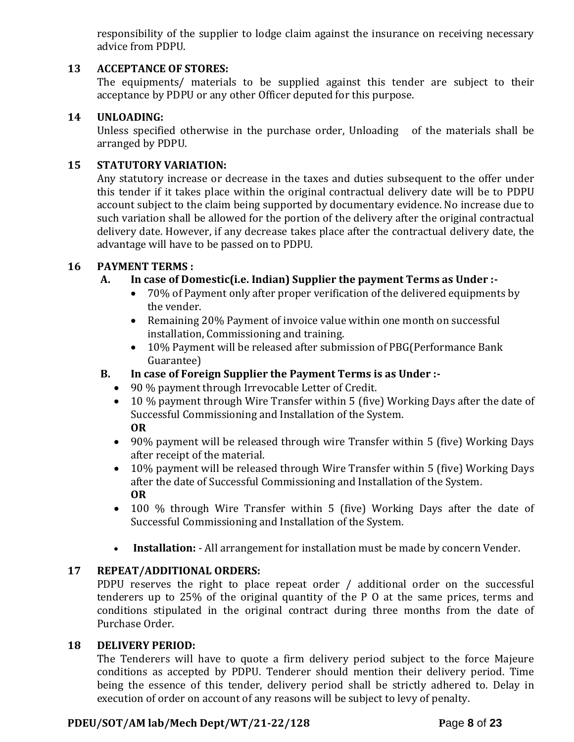responsibility of the supplier to lodge claim against the insurance on receiving necessary advice from PDPU.

## 13 ACCEPTANCE OF STORES:

The equipments/ materials to be supplied against this tender are subject to their acceptance by PDPU or any other Officer deputed for this purpose.

## 14 UNLOADING:

Unless specified otherwise in the purchase order, Unloading of the materials shall be arranged by PDPU.

## 15 STATUTORY VARIATION:

Any statutory increase or decrease in the taxes and duties subsequent to the offer under this tender if it takes place within the original contractual delivery date will be to PDPU account subject to the claim being supported by documentary evidence. No increase due to such variation shall be allowed for the portion of the delivery after the original contractual delivery date. However, if any decrease takes place after the contractual delivery date, the advantage will have to be passed on to PDPU.

## 16 PAYMENT TERMS :

### A. In case of Domestic(i.e. Indian) Supplier the payment Terms as Under :-

- 70% of Payment only after proper verification of the delivered equipments by the vender.
- Remaining 20% Payment of invoice value within one month on successful installation, Commissioning and training.
- 10% Payment will be released after submission of PBG(Performance Bank Guarantee)

### B. In case of Foreign Supplier the Payment Terms is as Under :-

- 90 % payment through Irrevocable Letter of Credit.
- 10 % payment through Wire Transfer within 5 (five) Working Days after the date of Successful Commissioning and Installation of the System.
  **OR**
- 90% payment will be released through wire Transfer within 5 (five) Working Days after receipt of the material.
- 10% payment will be released through Wire Transfer within 5 (five) Working Days after the date of Successful Commissioning and Installation of the System.
  **OR**
- 100 % through Wire Transfer within 5 (five) Working Days after the date of Successful Commissioning and Installation of the System.

- **Installation:** - All arrangement for installation must be made by concern Vender.

## 17 REPEAT/ADDITIONAL ORDERS:

PDPU reserves the right to place repeat order / additional order on the successful tenderers up to 25% of the original quantity of the P O at the same prices, terms and conditions stipulated in the original contract during three months from the date of Purchase Order.

## 18 DELIVERY PERIOD:

The Tenderers will have to quote a firm delivery period subject to the force Majeure conditions as accepted by PDPU. Tenderer should mention their delivery period. Time being the essence of this tender, delivery period shall be strictly adhered to. Delay in execution of order on account of any reasons will be subject to levy of penalty.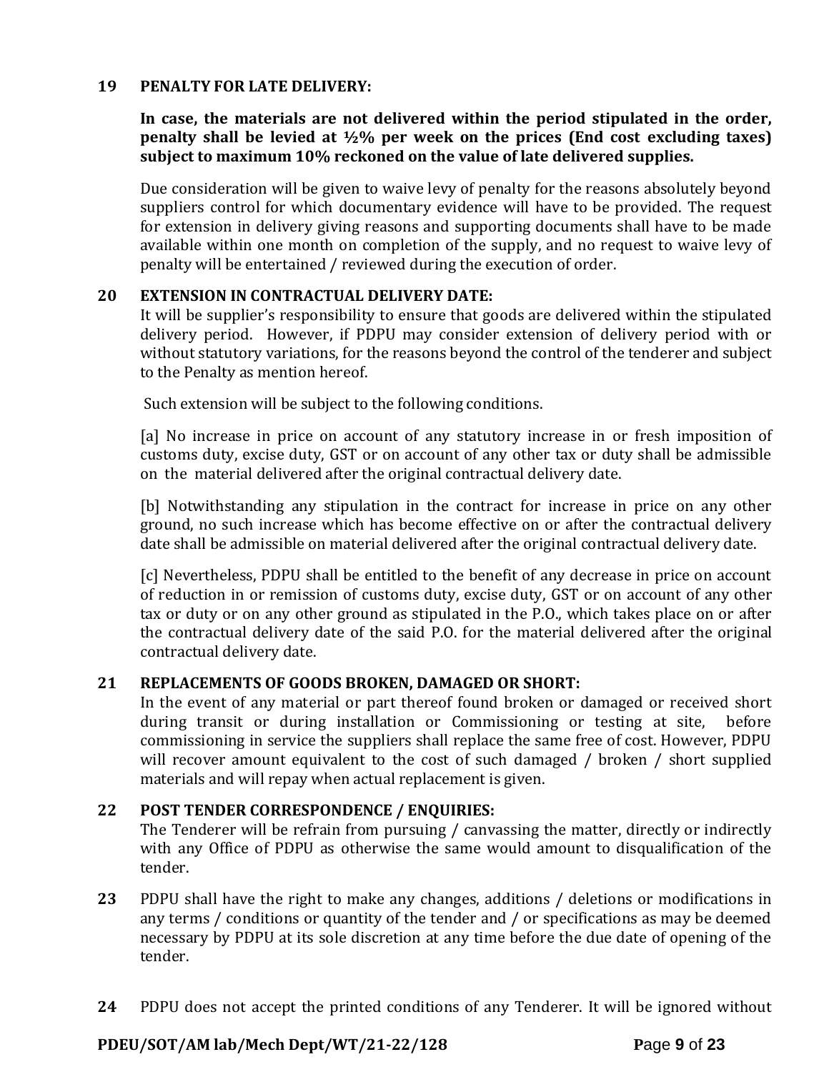**19 PENALTY FOR LATE DELIVERY:**

**In case, the materials are not delivered within the period stipulated in the order, penalty shall be levied at ½% per week on the prices (End cost excluding taxes) subject to maximum 10% reckoned on the value of late delivered supplies.**

Due consideration will be given to waive levy of penalty for the reasons absolutely beyond suppliers control for which documentary evidence will have to be provided. The request for extension in delivery giving reasons and supporting documents shall have to be made available within one month on completion of the supply, and no request to waive levy of penalty will be entertained / reviewed during the execution of order.

**20 EXTENSION IN CONTRACTUAL DELIVERY DATE:**

It will be supplier's responsibility to ensure that goods are delivered within the stipulated delivery period. However, if PDPU may consider extension of delivery period with or without statutory variations, for the reasons beyond the control of the tenderer and subject to the Penalty as mention hereof.

Such extension will be subject to the following conditions.

[a] No increase in price on account of any statutory increase in or fresh imposition of customs duty, excise duty, GST or on account of any other tax or duty shall be admissible on the material delivered after the original contractual delivery date.

[b] Notwithstanding any stipulation in the contract for increase in price on any other ground, no such increase which has become effective on or after the contractual delivery date shall be admissible on material delivered after the original contractual delivery date.

[c] Nevertheless, PDPU shall be entitled to the benefit of any decrease in price on account of reduction in or remission of customs duty, excise duty, GST or on account of any other tax or duty or on any other ground as stipulated in the P.O., which takes place on or after the contractual delivery date of the said P.O. for the material delivered after the original contractual delivery date.

**21 REPLACEMENTS OF GOODS BROKEN, DAMAGED OR SHORT:**

In the event of any material or part thereof found broken or damaged or received short during transit or during installation or Commissioning or testing at site, before commissioning in service the suppliers shall replace the same free of cost. However, PDPU will recover amount equivalent to the cost of such damaged / broken / short supplied materials and will repay when actual replacement is given.

**22 POST TENDER CORRESPONDENCE / ENQUIRIES:**

The Tenderer will be refrain from pursuing / canvassing the matter, directly or indirectly with any Office of PDPU as otherwise the same would amount to disqualification of the tender.

**23** PDPU shall have the right to make any changes, additions / deletions or modifications in any terms / conditions or quantity of the tender and / or specifications as may be deemed necessary by PDPU at its sole discretion at any time before the due date of opening of the tender.

**24** PDPU does not accept the printed conditions of any Tenderer. It will be ignored without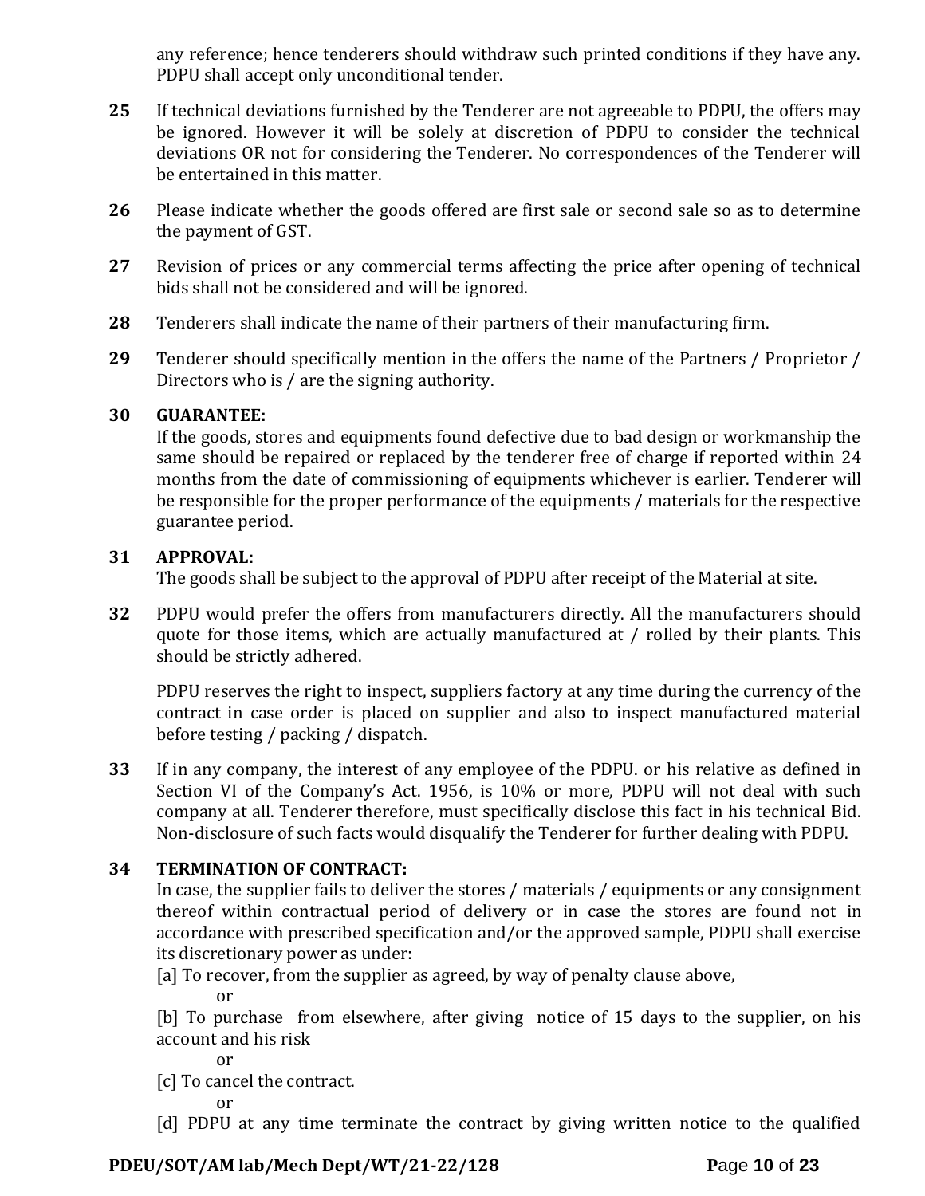any reference; hence tenderers should withdraw such printed conditions if they have any. PDPU shall accept only unconditional tender.

**25** If technical deviations furnished by the Tenderer are not agreeable to PDPU, the offers may be ignored. However it will be solely at discretion of PDPU to consider the technical deviations OR not for considering the Tenderer. No correspondences of the Tenderer will be entertained in this matter.

**26** Please indicate whether the goods offered are first sale or second sale so as to determine the payment of GST.

**27** Revision of prices or any commercial terms affecting the price after opening of technical bids shall not be considered and will be ignored.

**28** Tenderers shall indicate the name of their partners of their manufacturing firm.

**29** Tenderer should specifically mention in the offers the name of the Partners / Proprietor / Directors who is / are the signing authority.

**30 GUARANTEE:**
If the goods, stores and equipments found defective due to bad design or workmanship the same should be repaired or replaced by the tenderer free of charge if reported within 24 months from the date of commissioning of equipments whichever is earlier. Tenderer will be responsible for the proper performance of the equipments / materials for the respective guarantee period.

**31 APPROVAL:**
The goods shall be subject to the approval of PDPU after receipt of the Material at site.

**32** PDPU would prefer the offers from manufacturers directly. All the manufacturers should quote for those items, which are actually manufactured at / rolled by their plants. This should be strictly adhered.

PDPU reserves the right to inspect, suppliers factory at any time during the currency of the contract in case order is placed on supplier and also to inspect manufactured material before testing / packing / dispatch.

**33** If in any company, the interest of any employee of the PDPU. or his relative as defined in Section VI of the Company's Act. 1956, is 10% or more, PDPU will not deal with such company at all. Tenderer therefore, must specifically disclose this fact in his technical Bid. Non-disclosure of such facts would disqualify the Tenderer for further dealing with PDPU.

**34 TERMINATION OF CONTRACT:**
In case, the supplier fails to deliver the stores / materials / equipments or any consignment thereof within contractual period of delivery or in case the stores are found not in accordance with prescribed specification and/or the approved sample, PDPU shall exercise its discretionary power as under:

[a] To recover, from the supplier as agreed, by way of penalty clause above,

or

[b] To purchase from elsewhere, after giving notice of 15 days to the supplier, on his account and his risk

or

[c] To cancel the contract.

or

[d] PDPU at any time terminate the contract by giving written notice to the qualified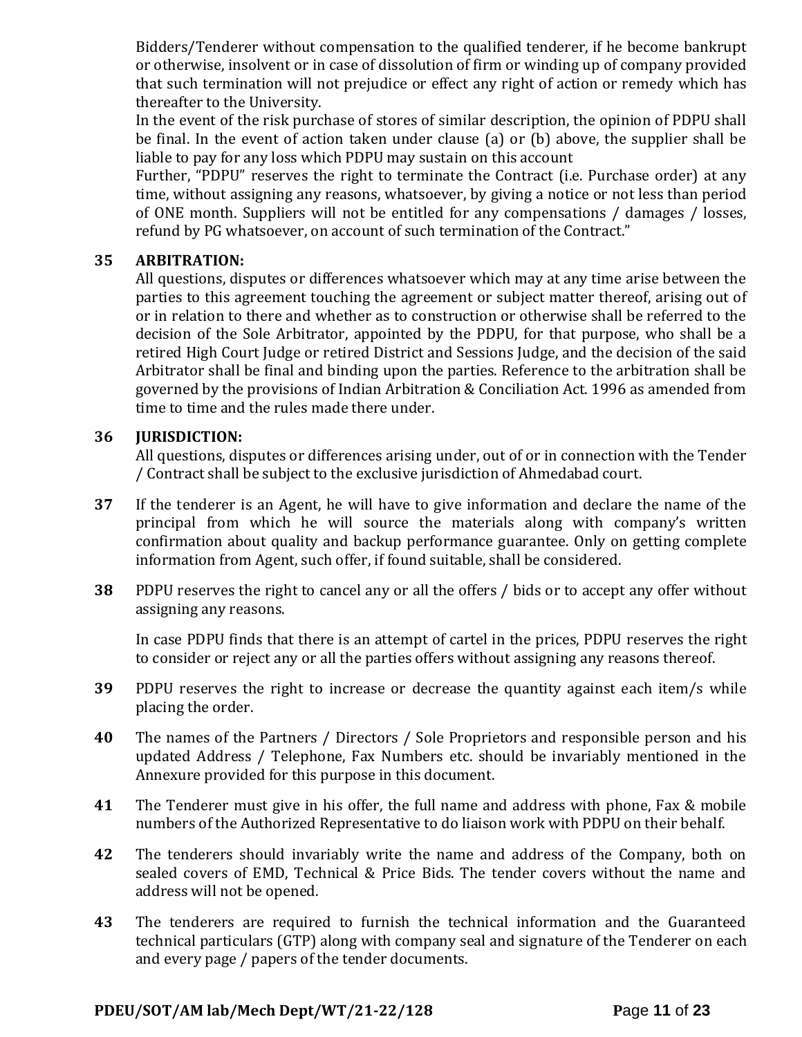Bidders/Tenderer without compensation to the qualified tenderer, if he become bankrupt or otherwise, insolvent or in case of dissolution of firm or winding up of company provided that such termination will not prejudice or effect any right of action or remedy which has thereafter to the University.

In the event of the risk purchase of stores of similar description, the opinion of PDPU shall be final. In the event of action taken under clause (a) or (b) above, the supplier shall be liable to pay for any loss which PDPU may sustain on this account

Further, "PDPU" reserves the right to terminate the Contract (i.e. Purchase order) at any time, without assigning any reasons, whatsoever, by giving a notice or not less than period of ONE month. Suppliers will not be entitled for any compensations / damages / losses, refund by PG whatsoever, on account of such termination of the Contract."

**35 ARBITRATION:**

All questions, disputes or differences whatsoever which may at any time arise between the parties to this agreement touching the agreement or subject matter thereof, arising out of or in relation to there and whether as to construction or otherwise shall be referred to the decision of the Sole Arbitrator, appointed by the PDPU, for that purpose, who shall be a retired High Court Judge or retired District and Sessions Judge, and the decision of the said Arbitrator shall be final and binding upon the parties. Reference to the arbitration shall be governed by the provisions of Indian Arbitration & Conciliation Act. 1996 as amended from time to time and the rules made there under.

**36 JURISDICTION:**

All questions, disputes or differences arising under, out of or in connection with the Tender / Contract shall be subject to the exclusive jurisdiction of Ahmedabad court.

**37** If the tenderer is an Agent, he will have to give information and declare the name of the principal from which he will source the materials along with company's written confirmation about quality and backup performance guarantee. Only on getting complete information from Agent, such offer, if found suitable, shall be considered.

**38** PDPU reserves the right to cancel any or all the offers / bids or to accept any offer without assigning any reasons.

In case PDPU finds that there is an attempt of cartel in the prices, PDPU reserves the right to consider or reject any or all the parties offers without assigning any reasons thereof.

**39** PDPU reserves the right to increase or decrease the quantity against each item/s while placing the order.

**40** The names of the Partners / Directors / Sole Proprietors and responsible person and his updated Address / Telephone, Fax Numbers etc. should be invariably mentioned in the Annexure provided for this purpose in this document.

**41** The Tenderer must give in his offer, the full name and address with phone, Fax & mobile numbers of the Authorized Representative to do liaison work with PDPU on their behalf.

**42** The tenderers should invariably write the name and address of the Company, both on sealed covers of EMD, Technical & Price Bids. The tender covers without the name and address will not be opened.

**43** The tenderers are required to furnish the technical information and the Guaranteed technical particulars (GTP) along with company seal and signature of the Tenderer on each and every page / papers of the tender documents.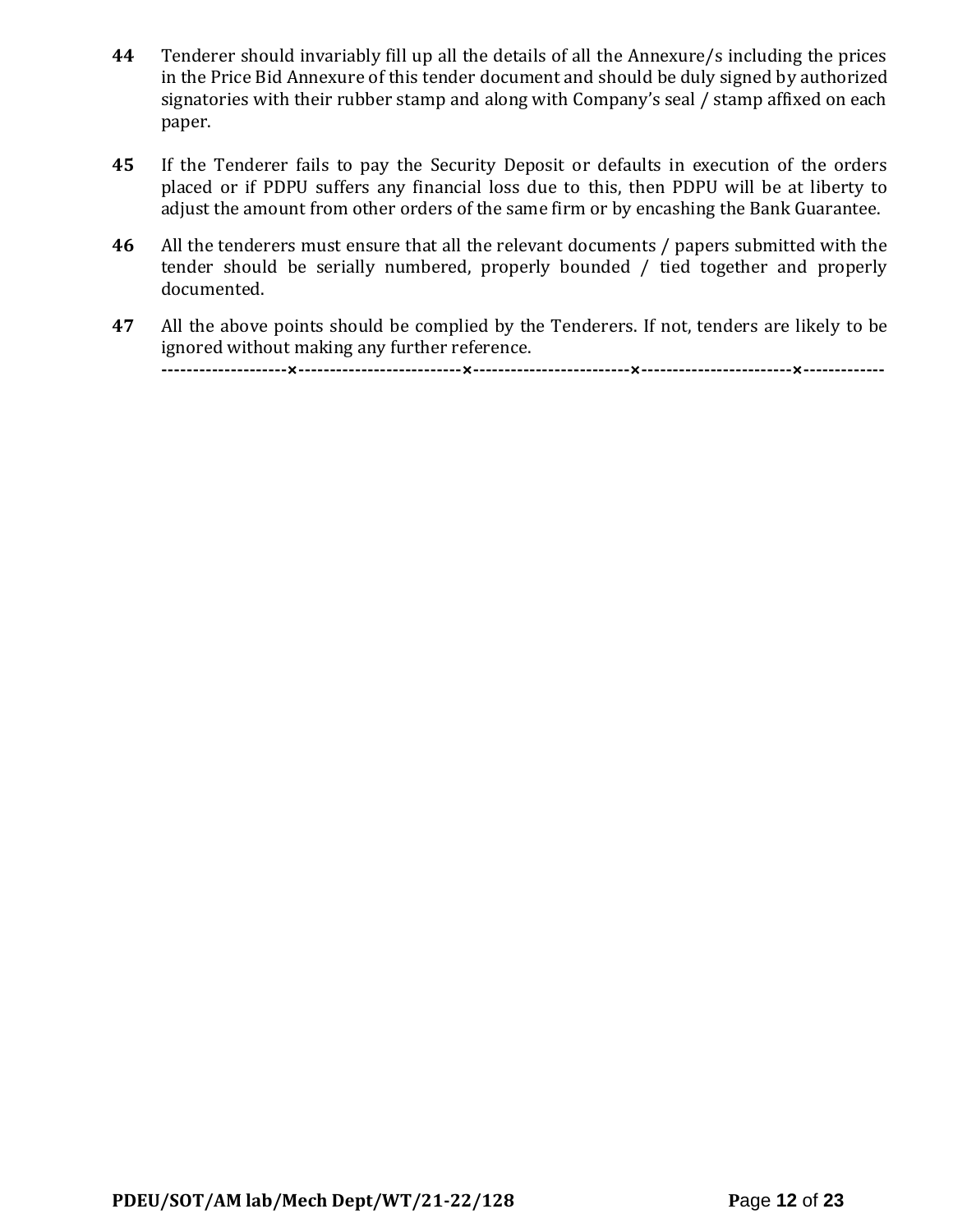**44** Tenderer should invariably fill up all the details of all the Annexure/s including the prices in the Price Bid Annexure of this tender document and should be duly signed by authorized signatories with their rubber stamp and along with Company's seal / stamp affixed on each paper.

**45** If the Tenderer fails to pay the Security Deposit or defaults in execution of the orders placed or if PDPU suffers any financial loss due to this, then PDPU will be at liberty to adjust the amount from other orders of the same firm or by encashing the Bank Guarantee.

**46** All the tenderers must ensure that all the relevant documents / papers submitted with the tender should be serially numbered, properly bounded / tied together and properly documented.

**47** All the above points should be complied by the Tenderers. If not, tenders are likely to be ignored without making any further reference.

**--------------------×--------------------------×-------------------------×------------------------×-------------**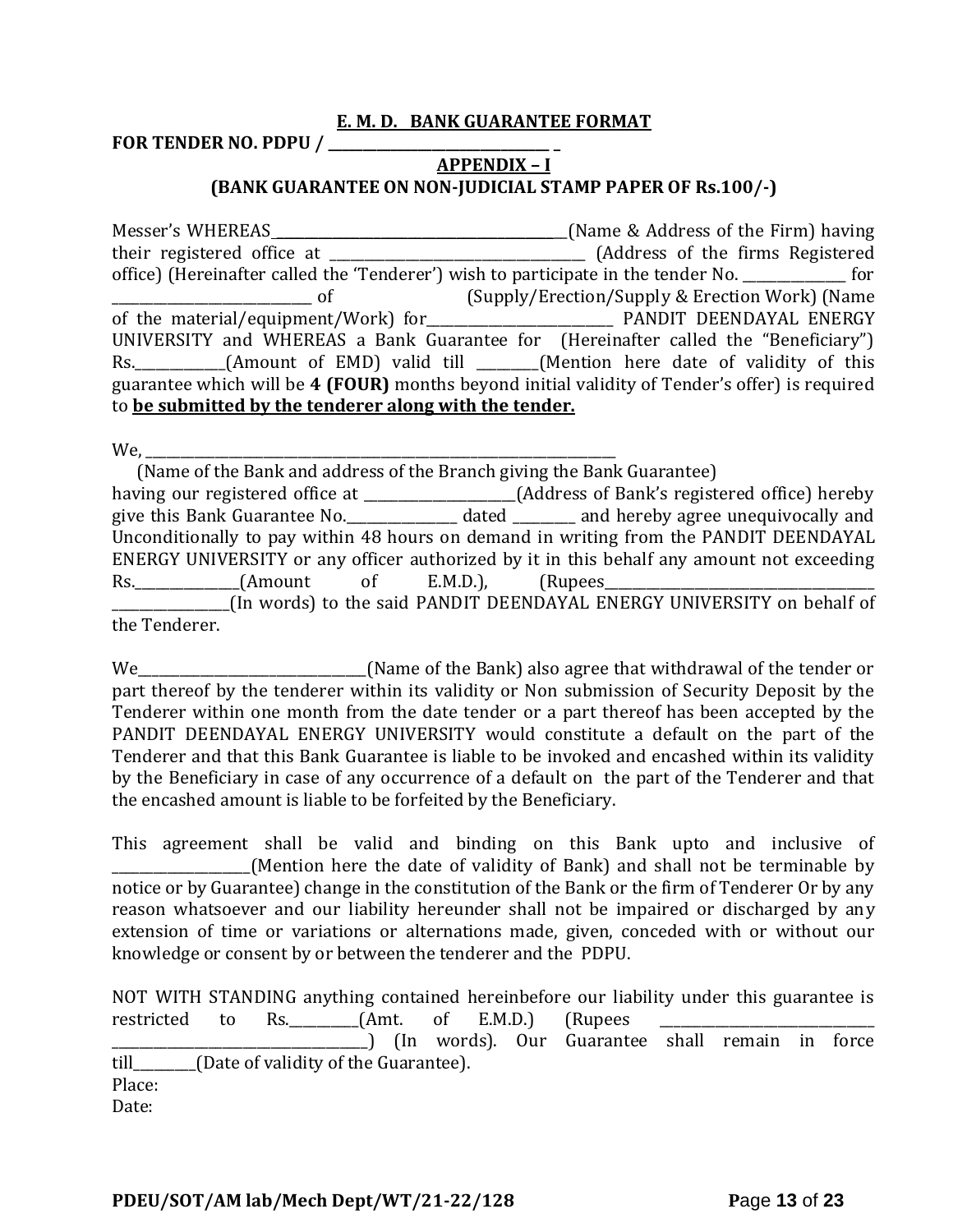**E. M. D. BANK GUARANTEE FORMAT**

**FOR TENDER NO. PDPU / ______________________________ _**

**APPENDIX – I**

**(BANK GUARANTEE ON NON-JUDICIAL STAMP PAPER OF Rs.100/-)**

Messer's WHEREAS__________________________________________(Name & Address of the Firm) having their registered office at ____________________________________ (Address of the firms Registered office) (Hereinafter called the 'Tenderer') wish to participate in the tender No. ______________ for ____________________________ of (Supply/Erection/Supply & Erection Work) (Name of the material/equipment/Work) for___________________________ PANDIT DEENDAYAL ENERGY UNIVERSITY and WHEREAS a Bank Guarantee for (Hereinafter called the "Beneficiary") Rs.____________(Amount of EMD) valid till ________(Mention here date of validity of this guarantee which will be **4 (FOUR)** months beyond initial validity of Tender's offer) is required to **be submitted by the tenderer along with the tender.**

We, _____________________________________________________________________

(Name of the Bank and address of the Branch giving the Bank Guarantee)

having our registered office at _____________________(Address of Bank's registered office) hereby give this Bank Guarantee No._______________ dated _________ and hereby agree unequivocally and Unconditionally to pay within 48 hours on demand in writing from the PANDIT DEENDAYAL ENERGY UNIVERSITY or any officer authorized by it in this behalf any amount not exceeding Rs.______________(Amount of E.M.D.), (Rupees______________________________________ ________________(In words) to the said PANDIT DEENDAYAL ENERGY UNIVERSITY on behalf of the Tenderer.

We________________________________(Name of the Bank) also agree that withdrawal of the tender or part thereof by the tenderer within its validity or Non submission of Security Deposit by the Tenderer within one month from the date tender or a part thereof has been accepted by the PANDIT DEENDAYAL ENERGY UNIVERSITY would constitute a default on the part of the Tenderer and that this Bank Guarantee is liable to be invoked and encashed within its validity by the Beneficiary in case of any occurrence of a default on the part of the Tenderer and that the encashed amount is liable to be forfeited by the Beneficiary.

This agreement shall be valid and binding on this Bank upto and inclusive of ___________________(Mention here the date of validity of Bank) and shall not be terminable by notice or by Guarantee) change in the constitution of the Bank or the firm of Tenderer Or by any reason whatsoever and our liability hereunder shall not be impaired or discharged by any extension of time or variations or alternations made, given, conceded with or without our knowledge or consent by or between the tenderer and the PDPU.

NOT WITH STANDING anything contained hereinbefore our liability under this guarantee is restricted to Rs.__________(Amt. of E.M.D.) (Rupees ______________________________ ____________________________________) (In words). Our Guarantee shall remain in force till_________(Date of validity of the Guarantee).

Place:

Date: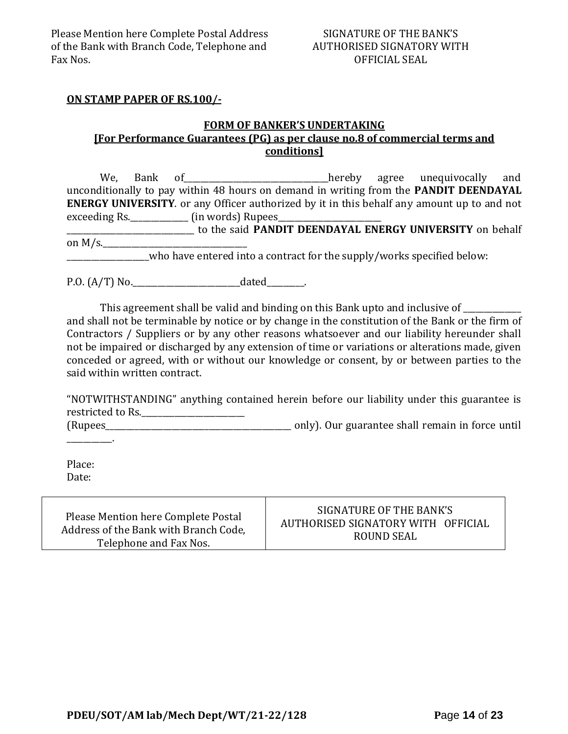Please Mention here Complete Postal Address of the Bank with Branch Code, Telephone and Fax Nos.

SIGNATURE OF THE BANK'S AUTHORISED SIGNATORY WITH OFFICIAL SEAL

**ON STAMP PAPER OF RS.100/-**

**FORM OF BANKER'S UNDERTAKING**
**[For Performance Guarantees (PG) as per clause no.8 of commercial terms and conditions]**

We, Bank of___________________________________hereby agree unequivocally and unconditionally to pay within 48 hours on demand in writing from the **PANDIT DEENDAYAL ENERGY UNIVERSITY**. or any Officer authorized by it in this behalf any amount up to and not exceeding Rs.______________ (in words) Rupees_________________________ ________________________________ to the said **PANDIT DEENDAYAL ENERGY UNIVERSITY** on behalf on M/s.____________________________________ ____________________who have entered into a contract for the supply/works specified below:

P.O. (A/T) No.___________________________dated_________.

This agreement shall be valid and binding on this Bank upto and inclusive of ______________ and shall not be terminable by notice or by change in the constitution of the Bank or the firm of Contractors / Suppliers or by any other reasons whatsoever and our liability hereunder shall not be impaired or discharged by any extension of time or variations or alterations made, given conceded or agreed, with or without our knowledge or consent, by or between parties to the said within written contract.

"NOTWITHSTANDING" anything contained herein before our liability under this guarantee is restricted to Rs.__________________________ (Rupees_______________________________________________ only). Our guarantee shall remain in force until ___________.

Place:
Date:

| Please Mention here Complete Postal Address of the Bank with Branch Code, Telephone and Fax Nos. | SIGNATURE OF THE BANK'S AUTHORISED SIGNATORY WITH OFFICIAL ROUND SEAL |
|---|---|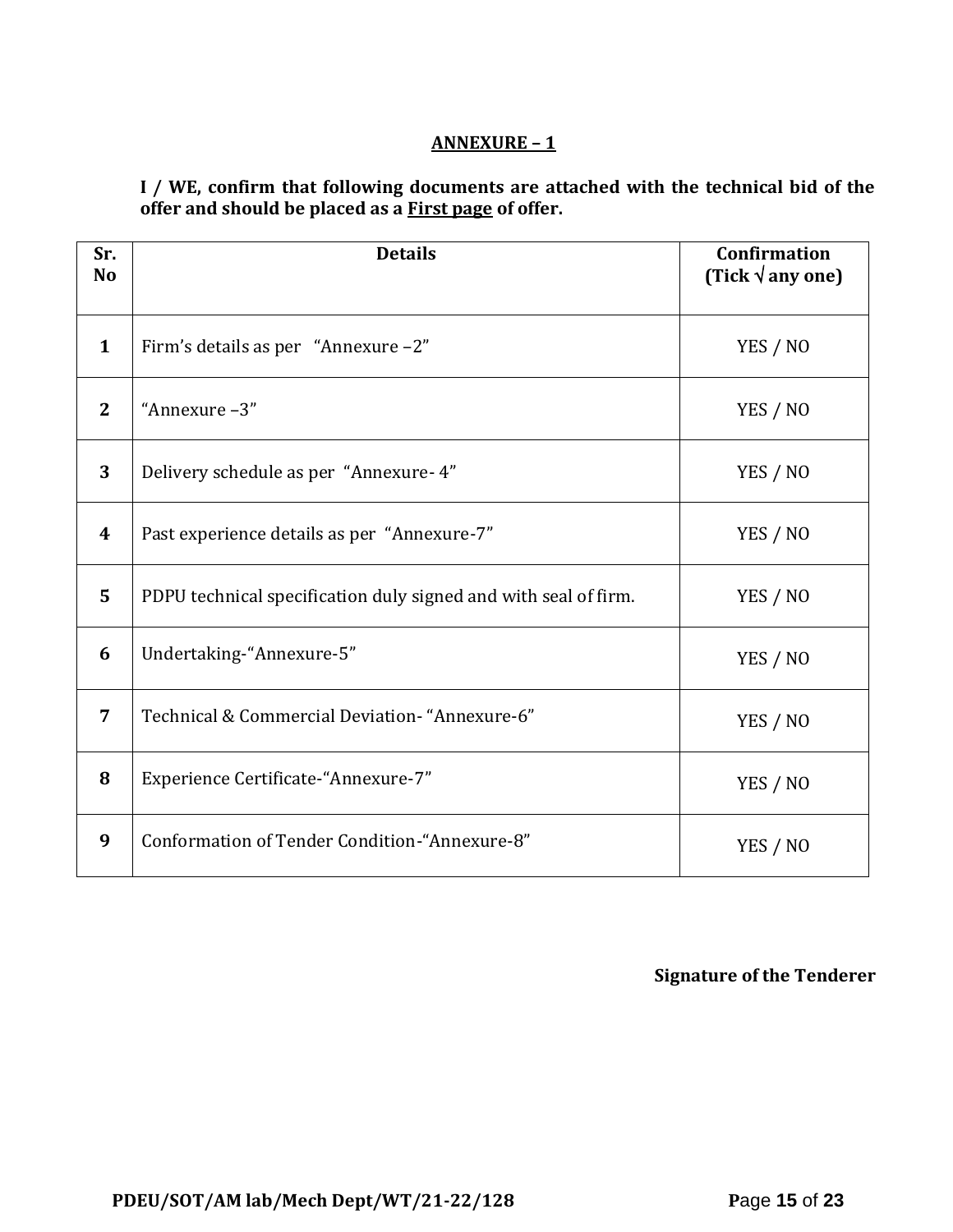## ANNEXURE – 1

**I / WE, confirm that following documents are attached with the technical bid of the offer and should be placed as a First page of offer.**

| Sr. No | Details | Confirmation (Tick √ any one) |
|---|---|---|
| 1 | Firm's details as per "Annexure –2" | YES / NO |
| 2 | "Annexure –3" | YES / NO |
| 3 | Delivery schedule as per "Annexure- 4" | YES / NO |
| 4 | Past experience details as per "Annexure-7" | YES / NO |
| 5 | PDPU technical specification duly signed and with seal of firm. | YES / NO |
| 6 | Undertaking-"Annexure-5" | YES / NO |
| 7 | Technical & Commercial Deviation- "Annexure-6" | YES / NO |
| 8 | Experience Certificate-"Annexure-7" | YES / NO |
| 9 | Conformation of Tender Condition-"Annexure-8" | YES / NO |

**Signature of the Tenderer**

**PDEU/SOT/AM lab/Mech Dept/WT/21-22/128**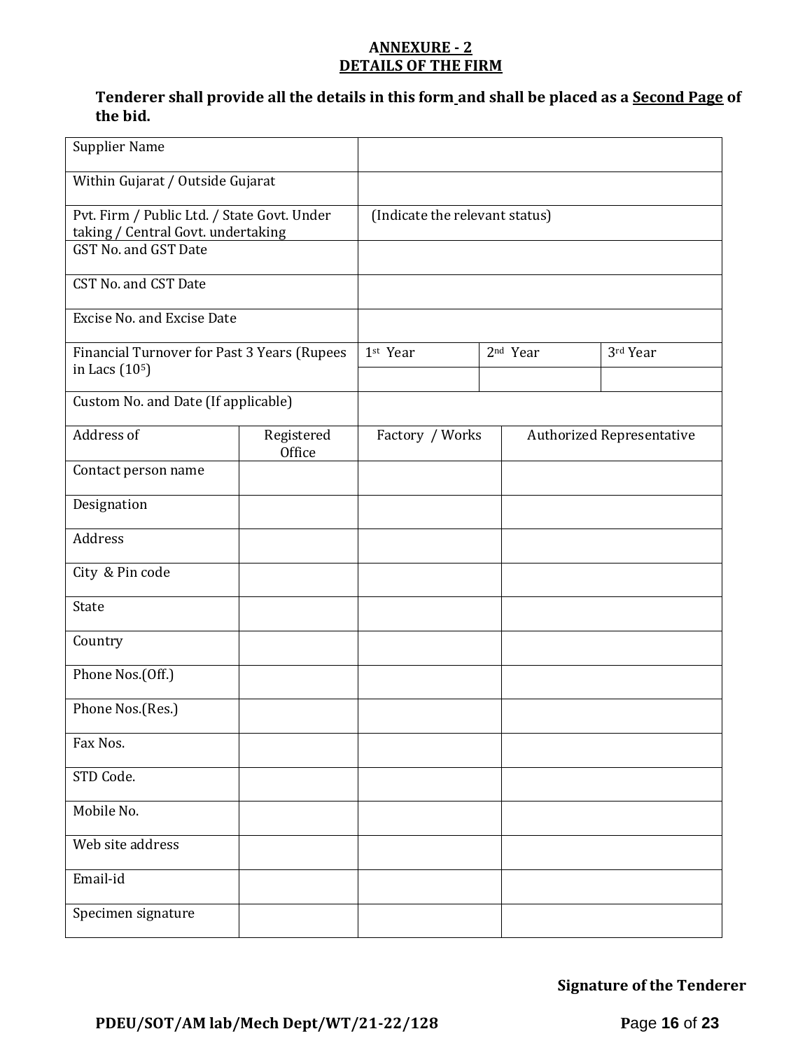## ANNEXURE - 2
## DETAILS OF THE FIRM

**Tenderer shall provide all the details in this form and shall be placed as a Second Page of the bid.**

| | | | | |
|---|---|---|---|---|
| Supplier Name | | | | |
| Within Gujarat / Outside Gujarat | | | | |
| Pvt. Firm / Public Ltd. / State Govt. Under taking / Central Govt. undertaking | | (Indicate the relevant status) | | |
| GST No. and GST Date | | | | |
| CST No. and CST Date | | | | |
| Excise No. and Excise Date | | | | |
| Financial Turnover for Past 3 Years (Rupees in Lacs ($10^5$) | | 1st Year | 2nd Year | 3rd Year |
| | | | | |
| Custom No. and Date (If applicable) | | | | |
| Address of | Registered Office | Factory / Works | Authorized Representative | |
| Contact person name | | | | |
| Designation | | | | |
| Address | | | | |
| City & Pin code | | | | |
| State | | | | |
| Country | | | | |
| Phone Nos.(Off.) | | | | |
| Phone Nos.(Res.) | | | | |
| Fax Nos. | | | | |
| STD Code. | | | | |
| Mobile No. | | | | |
| Web site address | | | | |
| Email-id | | | | |
| Specimen signature | | | | |

**Signature of the Tenderer**

**PDEU/SOT/AM lab/Mech Dept/WT/21-22/128**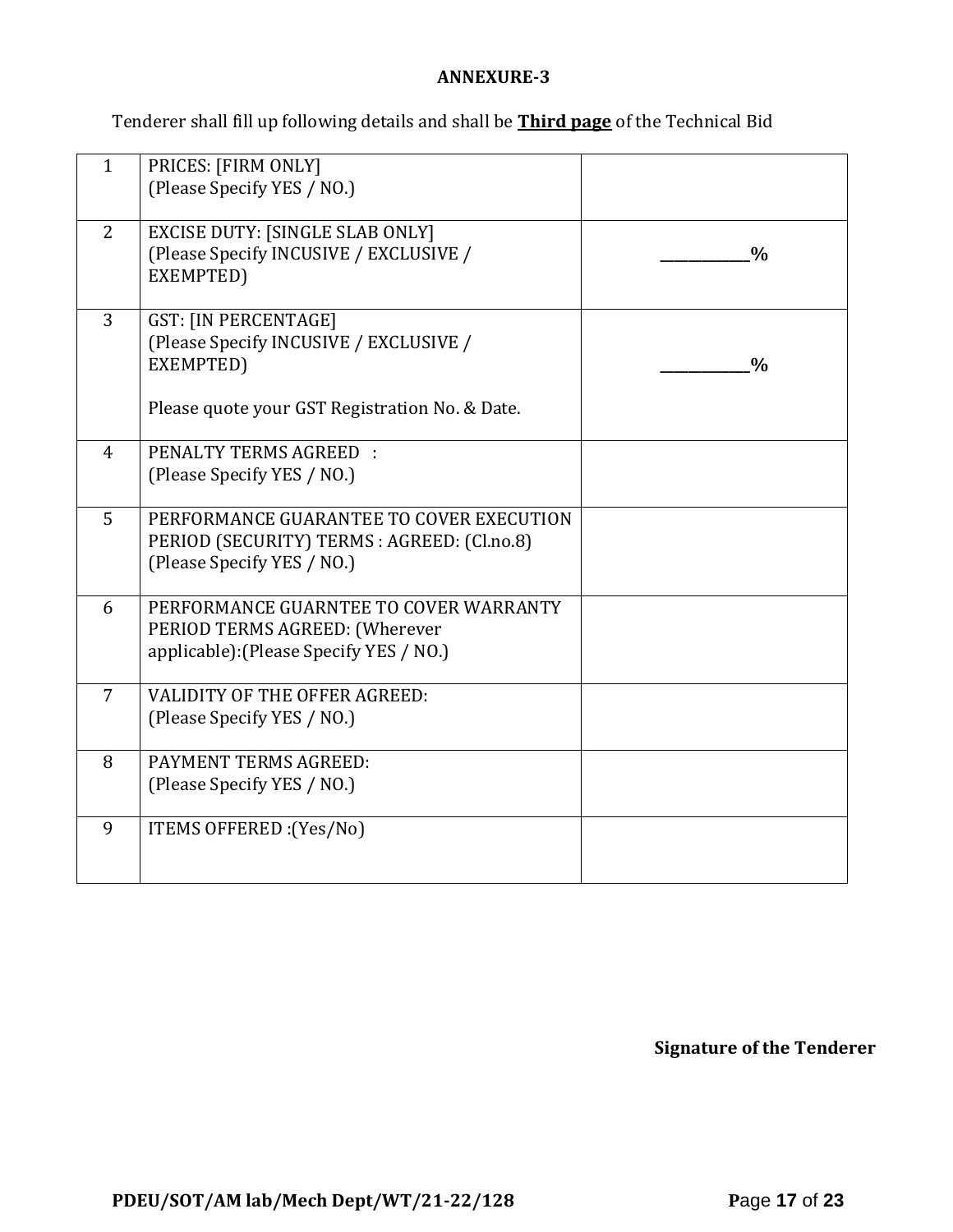**ANNEXURE-3**

Tenderer shall fill up following details and shall be **Third page** of the Technical Bid

| | | |
|---|---|---|
| 1 | PRICES: [FIRM ONLY]<br>(Please Specify YES / NO.) | |
| 2 | EXCISE DUTY: [SINGLE SLAB ONLY]<br>(Please Specify INCUSIVE / EXCLUSIVE / EXEMPTED) | ___________% |
| 3 | GST: [IN PERCENTAGE]<br>(Please Specify INCUSIVE / EXCLUSIVE / EXEMPTED)<br><br>Please quote your GST Registration No. & Date. | ___________% |
| 4 | PENALTY TERMS AGREED :<br>(Please Specify YES / NO.) | |
| 5 | PERFORMANCE GUARANTEE TO COVER EXECUTION PERIOD (SECURITY) TERMS : AGREED: (Cl.no.8)<br>(Please Specify YES / NO.) | |
| 6 | PERFORMANCE GUARNTEE TO COVER WARRANTY PERIOD TERMS AGREED: (Wherever applicable):(Please Specify YES / NO.) | |
| 7 | VALIDITY OF THE OFFER AGREED:<br>(Please Specify YES / NO.) | |
| 8 | PAYMENT TERMS AGREED:<br>(Please Specify YES / NO.) | |
| 9 | ITEMS OFFERED :(Yes/No) | |

**Signature of the Tenderer**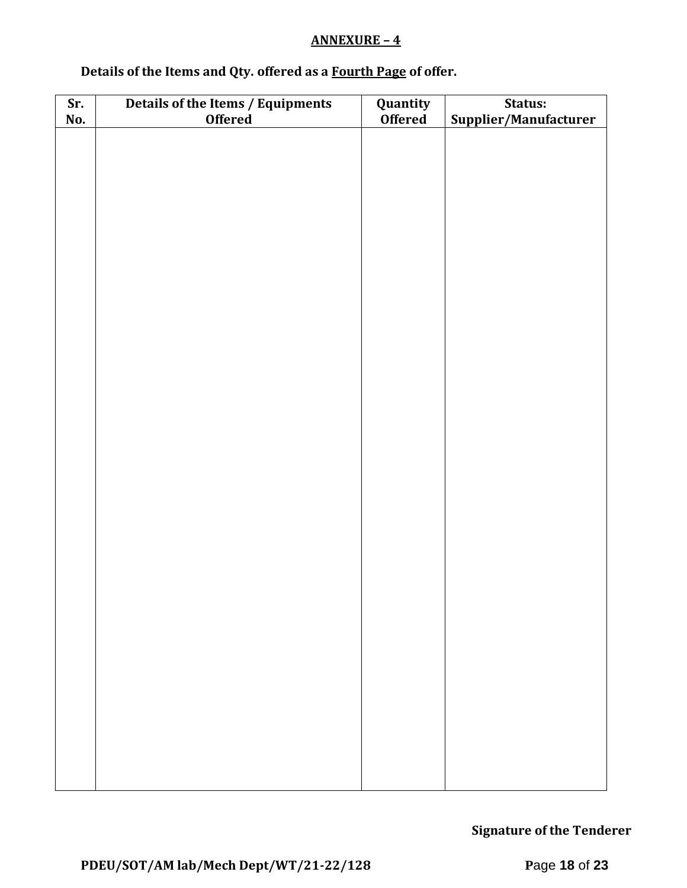## ANNEXURE – 4

**Details of the Items and Qty. offered as a Fourth Page of offer.**

| Sr. No. | Details of the Items / Equipments Offered | Quantity Offered | Status: Supplier/Manufacturer |
|---|---|---|---|
| | | | |

**Signature of the Tenderer**

**PDEU/SOT/AM lab/Mech Dept/WT/21-22/128**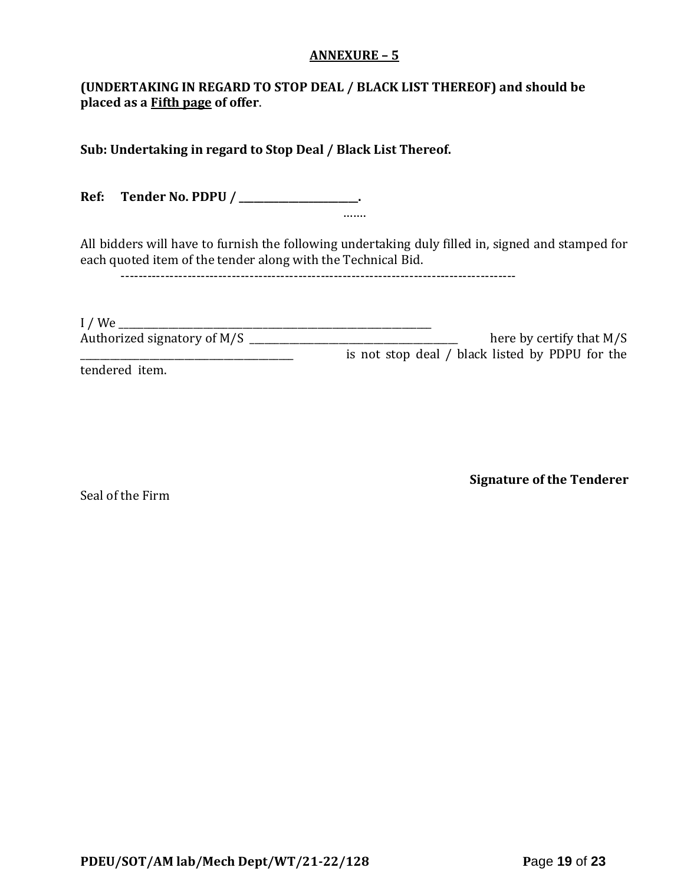## ANNEXURE – 5

**(UNDERTAKING IN REGARD TO STOP DEAL / BLACK LIST THEREOF) and should be placed as a Fifth page of offer**.

**Sub: Undertaking in regard to Stop Deal / Black List Thereof.**

**Ref: Tender No. PDPU / ________________________.**

…….

All bidders will have to furnish the following undertaking duly filled in, signed and stamped for each quoted item of the tender along with the Technical Bid.

-------------------------------------------------------------------------------------------

I / We ___________________________________________________________________
Authorized signatory of M/S ___________________________________________ here by certify that M/S ___________________________________________ is not stop deal / black listed by PDPU for the tendered item.

**Signature of the Tenderer**

Seal of the Firm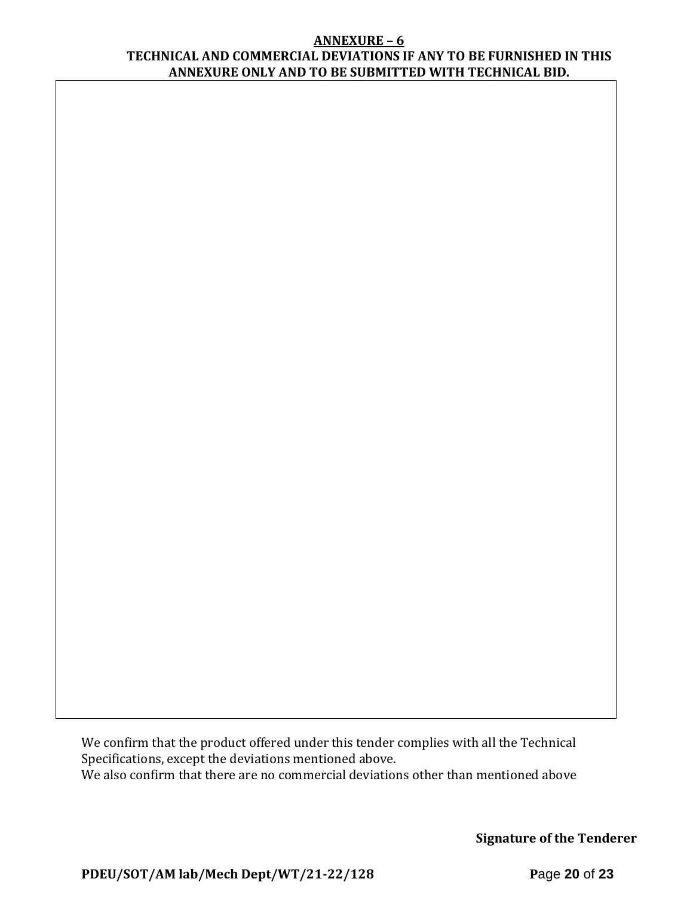# ANNEXURE – 6

## TECHNICAL AND COMMERCIAL DEVIATIONS IF ANY TO BE FURNISHED IN THIS ANNEXURE ONLY AND TO BE SUBMITTED WITH TECHNICAL BID.

| |
|---|
| |

We confirm that the product offered under this tender complies with all the Technical Specifications, except the deviations mentioned above.
We also confirm that there are no commercial deviations other than mentioned above

**Signature of the Tenderer**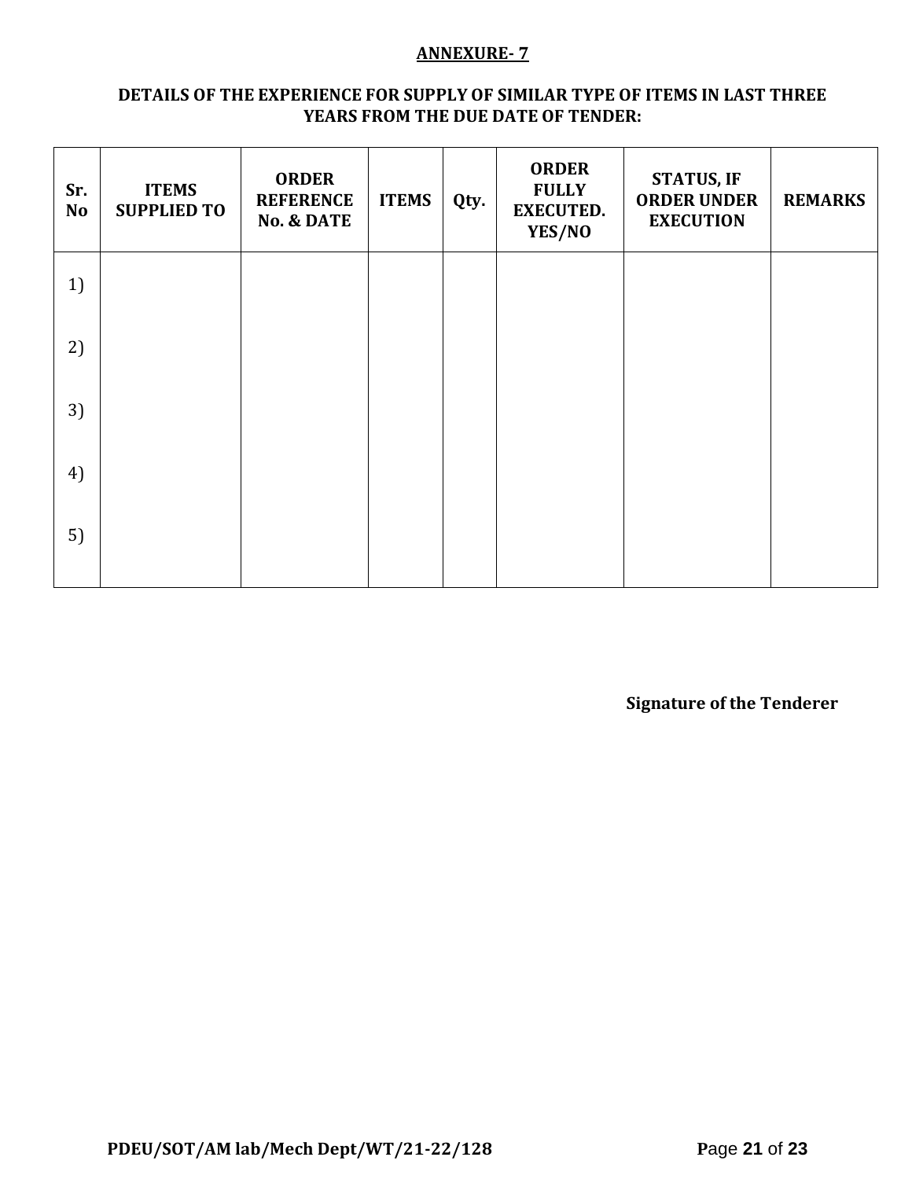**ANNEXURE- 7**

**DETAILS OF THE EXPERIENCE FOR SUPPLY OF SIMILAR TYPE OF ITEMS IN LAST THREE YEARS FROM THE DUE DATE OF TENDER:**

| Sr. No | ITEMS SUPPLIED TO | ORDER REFERENCE No. & DATE | ITEMS | Qty. | ORDER FULLY EXECUTED. YES/NO | STATUS, IF ORDER UNDER EXECUTION | REMARKS |
|---|---|---|---|---|---|---|---|
| 1) | | | | | | | |
| 2) | | | | | | | |
| 3) | | | | | | | |
| 4) | | | | | | | |
| 5) | | | | | | | |

**Signature of the Tenderer**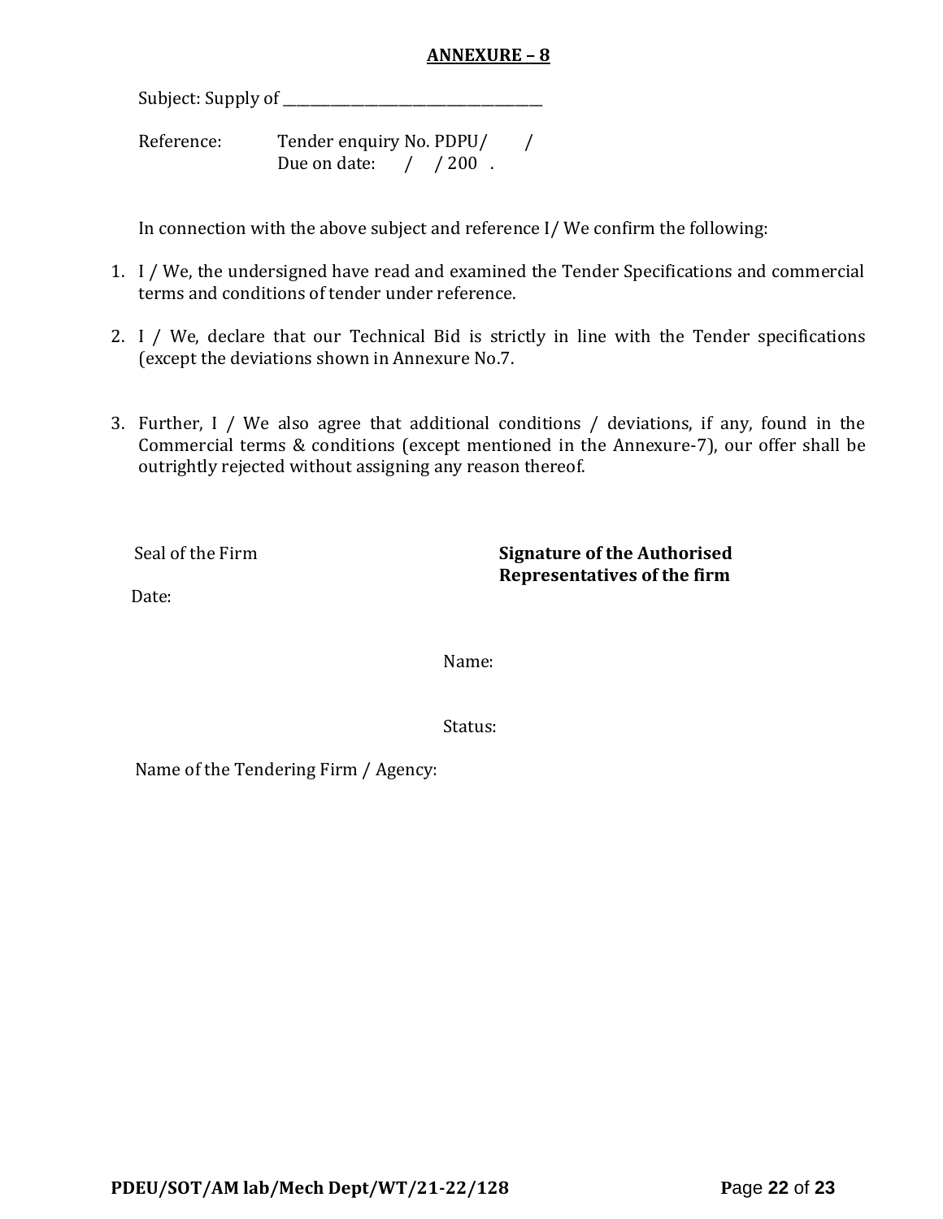## ANNEXURE – 8

Subject: Supply of ______________________________________

Reference: Tender enquiry No. PDPU/ /
Due on date: / / 200 .

In connection with the above subject and reference I/ We confirm the following:

1. I / We, the undersigned have read and examined the Tender Specifications and commercial terms and conditions of tender under reference.

2. I / We, declare that our Technical Bid is strictly in line with the Tender specifications (except the deviations shown in Annexure No.7.

3. Further, I / We also agree that additional conditions / deviations, if any, found in the Commercial terms & conditions (except mentioned in the Annexure-7), our offer shall be outrightly rejected without assigning any reason thereof.

Seal of the Firm

**Signature of the Authorised Representatives of the firm**

Date:

Name:

Status:

Name of the Tendering Firm / Agency: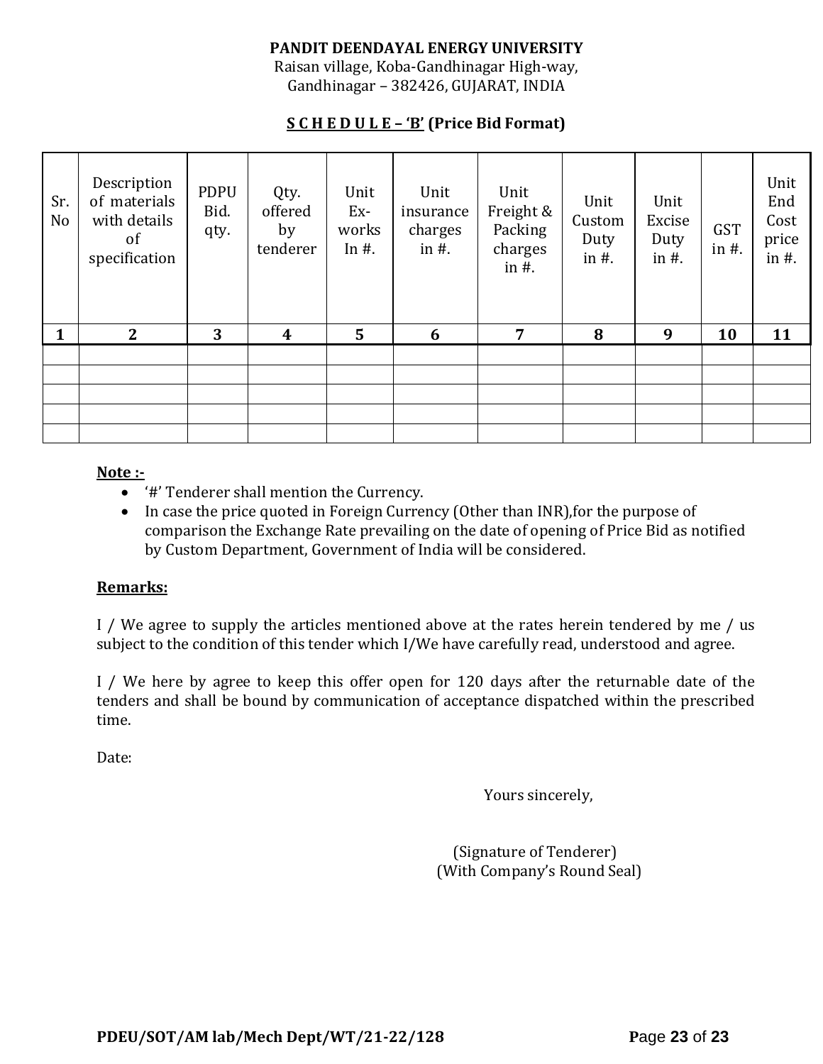**PANDIT DEENDAYAL ENERGY UNIVERSITY**
Raisan village, Koba-Gandhinagar High-way,
Gandhinagar – 382426, GUJARAT, INDIA

**<u>S C H E D U L E – 'B'</u> (Price Bid Format)**

| Sr. No | Description of materials with details of specification | PDPU Bid. qty. | Qty. offered by tenderer | Unit Ex-works In #. | Unit insurance charges in #. | Unit Freight & Packing charges in #. | Unit Custom Duty in #. | Unit Excise Duty in #. | GST in #. | Unit End Cost price in #. |
|---|---|---|---|---|---|---|---|---|---|---|
| **1** | **2** | **3** | **4** | **5** | **6** | **7** | **8** | **9** | **10** | **11** |
| | | | | | | | | | | |
| | | | | | | | | | | |
| | | | | | | | | | | |
| | | | | | | | | | | |
| | | | | | | | | | | |

**<u>Note :-</u>**

- '#' Tenderer shall mention the Currency.
- In case the price quoted in Foreign Currency (Other than INR),for the purpose of comparison the Exchange Rate prevailing on the date of opening of Price Bid as notified by Custom Department, Government of India will be considered.

**<u>Remarks:</u>**

I / We agree to supply the articles mentioned above at the rates herein tendered by me / us subject to the condition of this tender which I/We have carefully read, understood and agree.

I / We here by agree to keep this offer open for 120 days after the returnable date of the tenders and shall be bound by communication of acceptance dispatched within the prescribed time.

Date:

Yours sincerely,

(Signature of Tenderer)
(With Company's Round Seal)

**PDEU/SOT/AM lab/Mech Dept/WT/21-22/128**